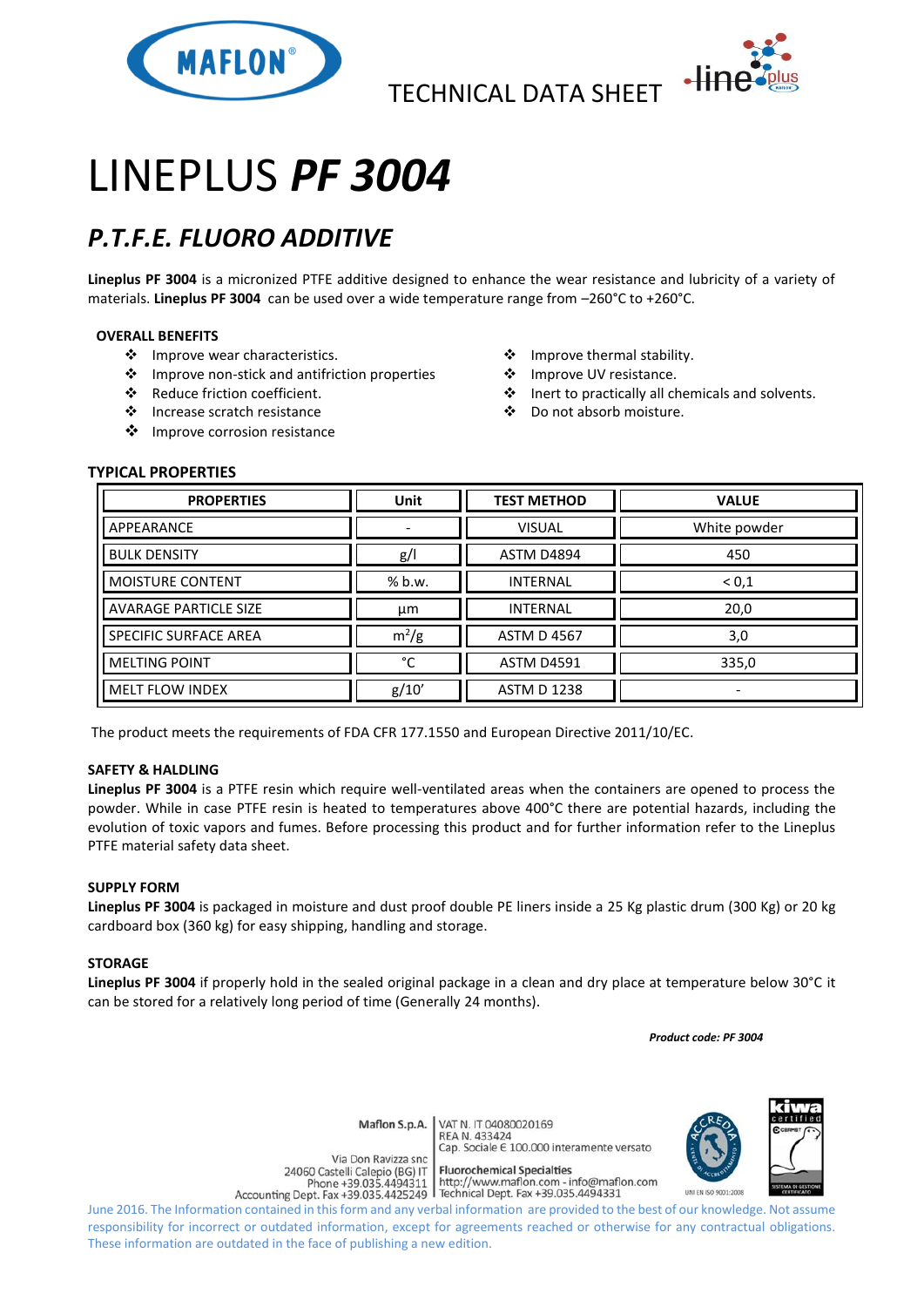TECHNICAL DATA SHEET

# LINEPLUS ***PF 3004***

## *P.T.F.E. FLUORO ADDITIVE*

**Lineplus PF 3004** is a micronized PTFE additive designed to enhance the wear resistance and lubricity of a variety of materials. **Lineplus PF 3004** can be used over a wide temperature range from –260°C to +260°C.

### OVERALL BENEFITS

- Improve wear characteristics.
- Improve non-stick and antifriction properties
- Reduce friction coefficient.
- Increase scratch resistance
- Improve corrosion resistance
- Improve thermal stability.
- Improve UV resistance.
- Inert to practically all chemicals and solvents.
- Do not absorb moisture.

### TYPICAL PROPERTIES

| PROPERTIES | Unit | TEST METHOD | VALUE |
|---|---|---|---|
| APPEARANCE | - | VISUAL | White powder |
| BULK DENSITY | g/l | ASTM D4894 | 450 |
| MOISTURE CONTENT | % b.w. | INTERNAL | < 0,1 |
| AVARAGE PARTICLE SIZE | µm | INTERNAL | 20,0 |
| SPECIFIC SURFACE AREA | $m^2/g$ | ASTM D 4567 | 3,0 |
| MELTING POINT | °C | ASTM D4591 | 335,0 |
| MELT FLOW INDEX | g/10' | ASTM D 1238 | - |

The product meets the requirements of FDA CFR 177.1550 and European Directive 2011/10/EC.

### SAFETY & HALDLING

**Lineplus PF 3004** is a PTFE resin which require well-ventilated areas when the containers are opened to process the powder. While in case PTFE resin is heated to temperatures above 400°C there are potential hazards, including the evolution of toxic vapors and fumes. Before processing this product and for further information refer to the Lineplus PTFE material safety data sheet.

### SUPPLY FORM

**Lineplus PF 3004** is packaged in moisture and dust proof double PE liners inside a 25 Kg plastic drum (300 Kg) or 20 kg cardboard box (360 kg) for easy shipping, handling and storage.

### STORAGE

**Lineplus PF 3004** if properly hold in the sealed original package in a clean and dry place at temperature below 30°C it can be stored for a relatively long period of time (Generally 24 months).

***Product code: PF 3004***

Maflon S.p.A.
Via Don Ravizza snc
24060 Castelli Calepio (BG) IT
Phone +39.035.4494311
Accounting Dept. Fax +39.035.4425249

VAT N. IT 04080020169
REA N. 433424
Cap. Sociale € 100.000 interamente versato

Fluorochemical Specialties
http://www.maflon.com - info@maflon.com
Technical Dept. Fax +39.035.4494331

UNI EN ISO 9001:2008

June 2016. The Information contained in this form and any verbal information are provided to the best of our knowledge. Not assume responsibility for incorrect or outdated information, except for agreements reached or otherwise for any contractual obligations. These information are outdated in the face of publishing a new edition.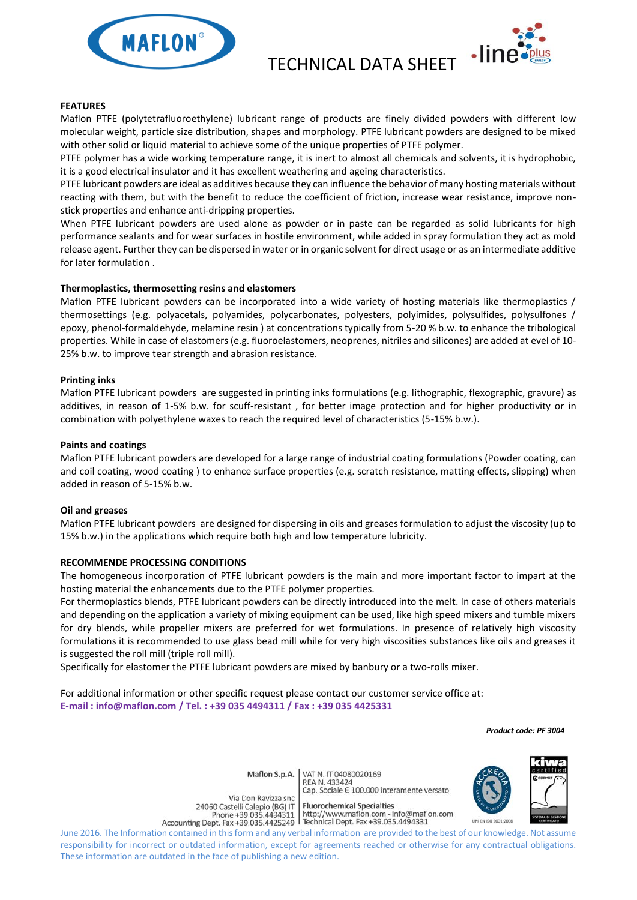TECHNICAL DATA SHEET

**FEATURES**

Maflon PTFE (polytetrafluoroethylene) lubricant range of products are finely divided powders with different low molecular weight, particle size distribution, shapes and morphology. PTFE lubricant powders are designed to be mixed with other solid or liquid material to achieve some of the unique properties of PTFE polymer.

PTFE polymer has a wide working temperature range, it is inert to almost all chemicals and solvents, it is hydrophobic, it is a good electrical insulator and it has excellent weathering and ageing characteristics.

PTFE lubricant powders are ideal as additives because they can influence the behavior of many hosting materials without reacting with them, but with the benefit to reduce the coefficient of friction, increase wear resistance, improve non-stick properties and enhance anti-dripping properties.

When PTFE lubricant powders are used alone as powder or in paste can be regarded as solid lubricants for high performance sealants and for wear surfaces in hostile environment, while added in spray formulation they act as mold release agent. Further they can be dispersed in water or in organic solvent for direct usage or as an intermediate additive for later formulation .

**Thermoplastics, thermosetting resins and elastomers**

Maflon PTFE lubricant powders can be incorporated into a wide variety of hosting materials like thermoplastics / thermosettings (e.g. polyacetals, polyamides, polycarbonates, polyesters, polyimides, polysulfides, polysulfones / epoxy, phenol-formaldehyde, melamine resin ) at concentrations typically from 5-20 % b.w. to enhance the tribological properties. While in case of elastomers (e.g. fluoroelastomers, neoprenes, nitriles and silicones) are added at evel of 10-25% b.w. to improve tear strength and abrasion resistance.

**Printing inks**

Maflon PTFE lubricant powders are suggested in printing inks formulations (e.g. lithographic, flexographic, gravure) as additives, in reason of 1-5% b.w. for scuff-resistant , for better image protection and for higher productivity or in combination with polyethylene waxes to reach the required level of characteristics (5-15% b.w.).

**Paints and coatings**

Maflon PTFE lubricant powders are developed for a large range of industrial coating formulations (Powder coating, can and coil coating, wood coating ) to enhance surface properties (e.g. scratch resistance, matting effects, slipping) when added in reason of 5-15% b.w.

**Oil and greases**

Maflon PTFE lubricant powders are designed for dispersing in oils and greases formulation to adjust the viscosity (up to 15% b.w.) in the applications which require both high and low temperature lubricity.

**RECOMMENDE PROCESSING CONDITIONS**

The homogeneous incorporation of PTFE lubricant powders is the main and more important factor to impart at the hosting material the enhancements due to the PTFE polymer properties.

For thermoplastics blends, PTFE lubricant powders can be directly introduced into the melt. In case of others materials and depending on the application a variety of mixing equipment can be used, like high speed mixers and tumble mixers for dry blends, while propeller mixers are preferred for wet formulations. In presence of relatively high viscosity formulations it is recommended to use glass bead mill while for very high viscosities substances like oils and greases it is suggested the roll mill (triple roll mill).

Specifically for elastomer the PTFE lubricant powders are mixed by banbury or a two-rolls mixer.

For additional information or other specific request please contact our customer service office at:
**E-mail : info@maflon.com / Tel. : +39 035 4494311 / Fax : +39 035 4425331**

***Product code: PF 3004***

Maflon S.p.A.
Via Don Ravizza snc
24060 Castelli Calepio (BG) IT
Phone +39.035.4494311
Accounting Dept. Fax +39.035.4425249

VAT N. IT 04080020169
REA N. 433424
Cap. Sociale € 100.000 interamente versato

**Fluorochemical Specialties**
http://www.maflon.com - info@maflon.com
Technical Dept. Fax +39.035.4494331

June 2016. The Information contained in this form and any verbal information are provided to the best of our knowledge. Not assume responsibility for incorrect or outdated information, except for agreements reached or otherwise for any contractual obligations. These information are outdated in the face of publishing a new edition.